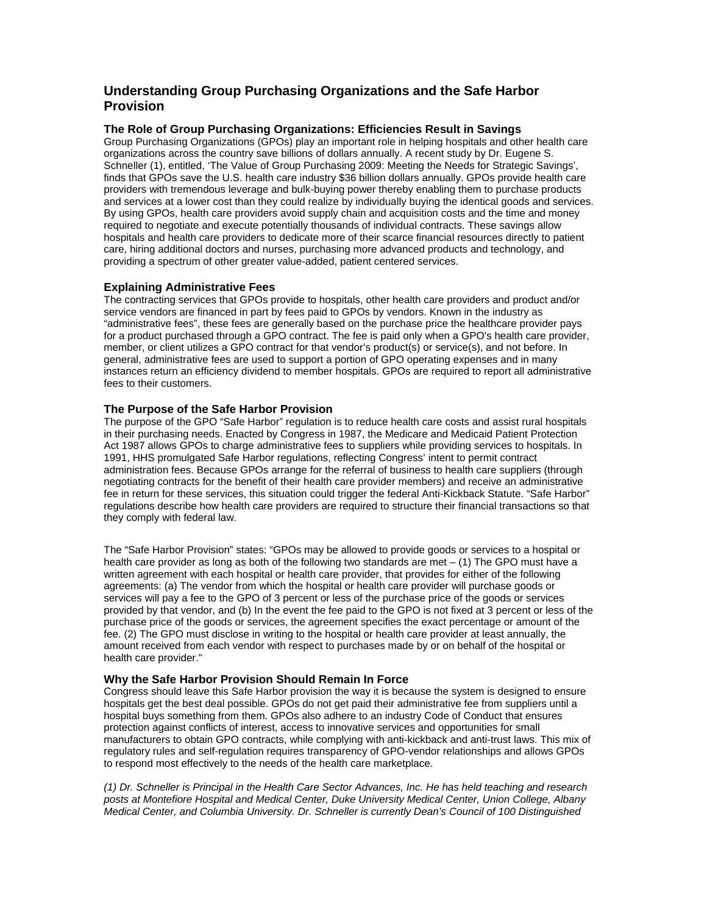# Understanding Group Purchasing Organizations and the Safe Harbor Provision

### The Role of Group Purchasing Organizations: Efficiencies Result in Savings

Group Purchasing Organizations (GPOs) play an important role in helping hospitals and other health care organizations across the country save billions of dollars annually. A recent study by Dr. Eugene S. Schneller (1), entitled, 'The Value of Group Purchasing 2009: Meeting the Needs for Strategic Savings', finds that GPOs save the U.S. health care industry $36 billion dollars annually. GPOs provide health care providers with tremendous leverage and bulk-buying power thereby enabling them to purchase products and services at a lower cost than they could realize by individually buying the identical goods and services. By using GPOs, health care providers avoid supply chain and acquisition costs and the time and money required to negotiate and execute potentially thousands of individual contracts. These savings allow hospitals and health care providers to dedicate more of their scarce financial resources directly to patient care, hiring additional doctors and nurses, purchasing more advanced products and technology, and providing a spectrum of other greater value-added, patient centered services.

### Explaining Administrative Fees

The contracting services that GPOs provide to hospitals, other health care providers and product and/or service vendors are financed in part by fees paid to GPOs by vendors. Known in the industry as "administrative fees", these fees are generally based on the purchase price the healthcare provider pays for a product purchased through a GPO contract. The fee is paid only when a GPO's health care provider, member, or client utilizes a GPO contract for that vendor's product(s) or service(s), and not before. In general, administrative fees are used to support a portion of GPO operating expenses and in many instances return an efficiency dividend to member hospitals. GPOs are required to report all administrative fees to their customers.

### The Purpose of the Safe Harbor Provision

The purpose of the GPO "Safe Harbor" regulation is to reduce health care costs and assist rural hospitals in their purchasing needs. Enacted by Congress in 1987, the Medicare and Medicaid Patient Protection Act 1987 allows GPOs to charge administrative fees to suppliers while providing services to hospitals. In 1991, HHS promulgated Safe Harbor regulations, reflecting Congress' intent to permit contract administration fees. Because GPOs arrange for the referral of business to health care suppliers (through negotiating contracts for the benefit of their health care provider members) and receive an administrative fee in return for these services, this situation could trigger the federal Anti-Kickback Statute. "Safe Harbor" regulations describe how health care providers are required to structure their financial transactions so that they comply with federal law.

The "Safe Harbor Provision" states: "GPOs may be allowed to provide goods or services to a hospital or health care provider as long as both of the following two standards are met – (1) The GPO must have a written agreement with each hospital or health care provider, that provides for either of the following agreements: (a) The vendor from which the hospital or health care provider will purchase goods or services will pay a fee to the GPO of 3 percent or less of the purchase price of the goods or services provided by that vendor, and (b) In the event the fee paid to the GPO is not fixed at 3 percent or less of the purchase price of the goods or services, the agreement specifies the exact percentage or amount of the fee. (2) The GPO must disclose in writing to the hospital or health care provider at least annually, the amount received from each vendor with respect to purchases made by or on behalf of the hospital or health care provider."

### Why the Safe Harbor Provision Should Remain In Force

Congress should leave this Safe Harbor provision the way it is because the system is designed to ensure hospitals get the best deal possible. GPOs do not get paid their administrative fee from suppliers until a hospital buys something from them. GPOs also adhere to an industry Code of Conduct that ensures protection against conflicts of interest, access to innovative services and opportunities for small manufacturers to obtain GPO contracts, while complying with anti-kickback and anti-trust laws. This mix of regulatory rules and self-regulation requires transparency of GPO-vendor relationships and allows GPOs to respond most effectively to the needs of the health care marketplace.

*(1) Dr. Schneller is Principal in the Health Care Sector Advances, Inc. He has held teaching and research posts at Montefiore Hospital and Medical Center, Duke University Medical Center, Union College, Albany Medical Center, and Columbia University. Dr. Schneller is currently Dean's Council of 100 Distinguished*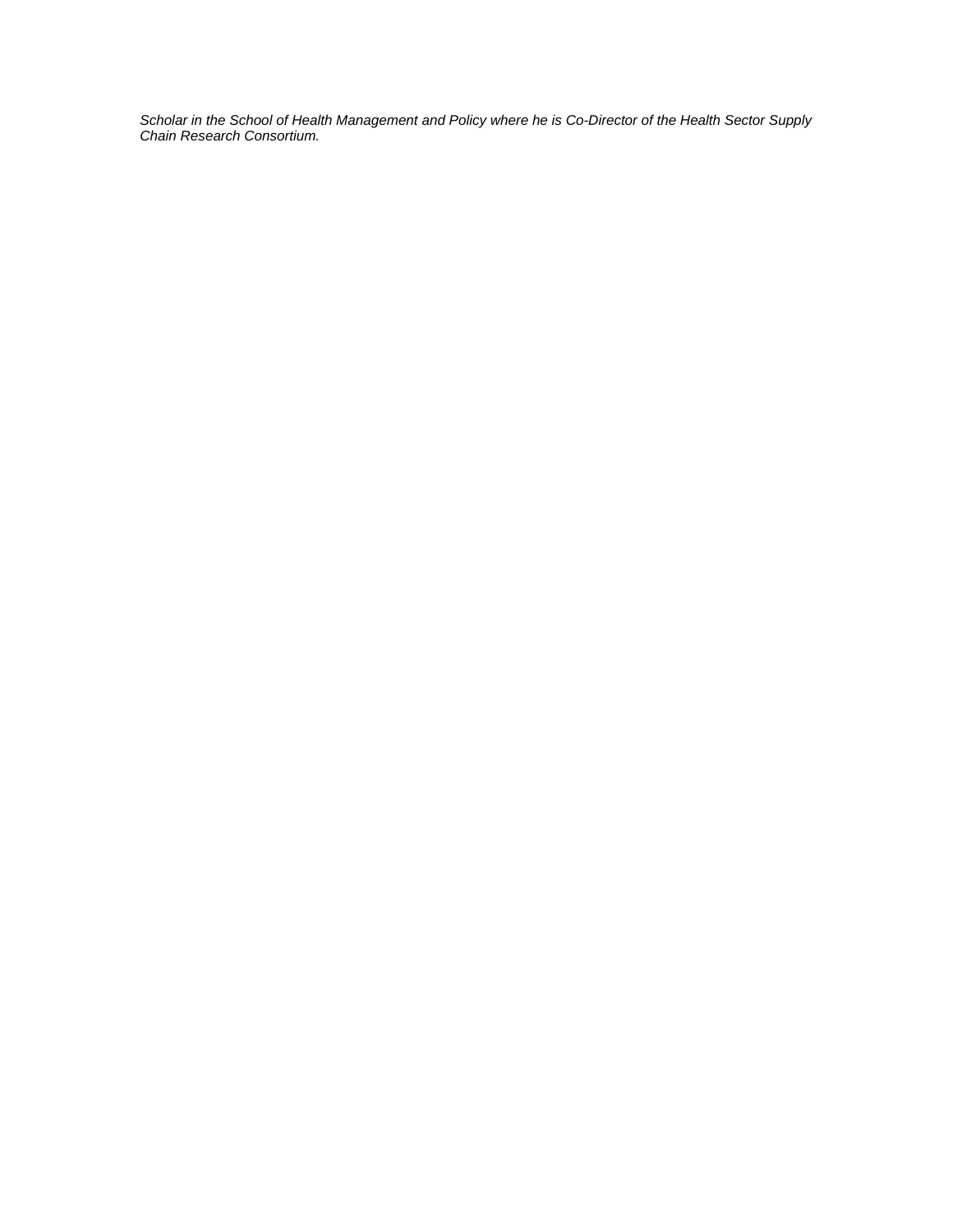*Scholar in the School of Health Management and Policy where he is Co-Director of the Health Sector Supply Chain Research Consortium.*